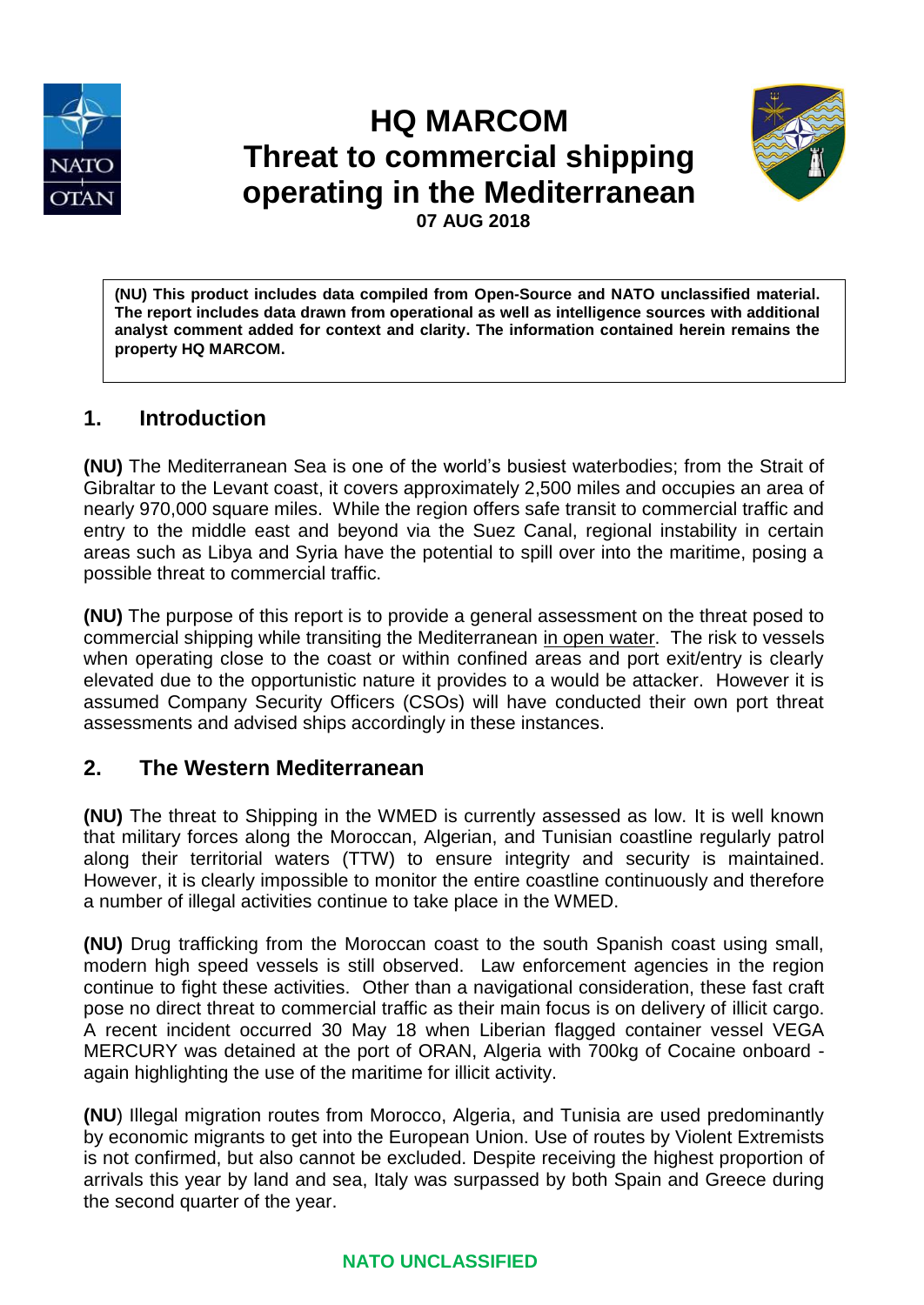# HQ MARCOM
# Threat to commercial shipping operating in the Mediterranean

**07 AUG 2018**

**(NU) This product includes data compiled from Open-Source and NATO unclassified material. The report includes data drawn from operational as well as intelligence sources with additional analyst comment added for context and clarity. The information contained herein remains the property HQ MARCOM.**

## 1. Introduction

**(NU)** The Mediterranean Sea is one of the world's busiest waterbodies; from the Strait of Gibraltar to the Levant coast, it covers approximately 2,500 miles and occupies an area of nearly 970,000 square miles. While the region offers safe transit to commercial traffic and entry to the middle east and beyond via the Suez Canal, regional instability in certain areas such as Libya and Syria have the potential to spill over into the maritime, posing a possible threat to commercial traffic.

**(NU)** The purpose of this report is to provide a general assessment on the threat posed to commercial shipping while transiting the Mediterranean in open water. The risk to vessels when operating close to the coast or within confined areas and port exit/entry is clearly elevated due to the opportunistic nature it provides to a would be attacker. However it is assumed Company Security Officers (CSOs) will have conducted their own port threat assessments and advised ships accordingly in these instances.

## 2. The Western Mediterranean

**(NU)** The threat to Shipping in the WMED is currently assessed as low. It is well known that military forces along the Moroccan, Algerian, and Tunisian coastline regularly patrol along their territorial waters (TTW) to ensure integrity and security is maintained. However, it is clearly impossible to monitor the entire coastline continuously and therefore a number of illegal activities continue to take place in the WMED.

**(NU)** Drug trafficking from the Moroccan coast to the south Spanish coast using small, modern high speed vessels is still observed. Law enforcement agencies in the region continue to fight these activities. Other than a navigational consideration, these fast craft pose no direct threat to commercial traffic as their main focus is on delivery of illicit cargo. A recent incident occurred 30 May 18 when Liberian flagged container vessel VEGA MERCURY was detained at the port of ORAN, Algeria with 700kg of Cocaine onboard - again highlighting the use of the maritime for illicit activity.

**(NU)** Illegal migration routes from Morocco, Algeria, and Tunisia are used predominantly by economic migrants to get into the European Union. Use of routes by Violent Extremists is not confirmed, but also cannot be excluded. Despite receiving the highest proportion of arrivals this year by land and sea, Italy was surpassed by both Spain and Greece during the second quarter of the year.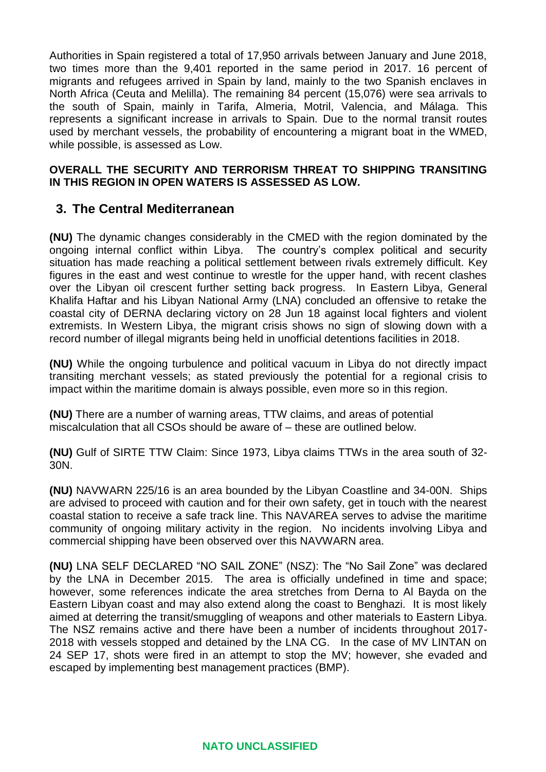Authorities in Spain registered a total of 17,950 arrivals between January and June 2018, two times more than the 9,401 reported in the same period in 2017. 16 percent of migrants and refugees arrived in Spain by land, mainly to the two Spanish enclaves in North Africa (Ceuta and Melilla). The remaining 84 percent (15,076) were sea arrivals to the south of Spain, mainly in Tarifa, Almeria, Motril, Valencia, and Málaga. This represents a significant increase in arrivals to Spain. Due to the normal transit routes used by merchant vessels, the probability of encountering a migrant boat in the WMED, while possible, is assessed as Low.

**OVERALL THE SECURITY AND TERRORISM THREAT TO SHIPPING TRANSITING IN THIS REGION IN OPEN WATERS IS ASSESSED AS LOW.**

## 3. The Central Mediterranean

**(NU)** The dynamic changes considerably in the CMED with the region dominated by the ongoing internal conflict within Libya. The country's complex political and security situation has made reaching a political settlement between rivals extremely difficult. Key figures in the east and west continue to wrestle for the upper hand, with recent clashes over the Libyan oil crescent further setting back progress. In Eastern Libya, General Khalifa Haftar and his Libyan National Army (LNA) concluded an offensive to retake the coastal city of DERNA declaring victory on 28 Jun 18 against local fighters and violent extremists. In Western Libya, the migrant crisis shows no sign of slowing down with a record number of illegal migrants being held in unofficial detentions facilities in 2018.

**(NU)** While the ongoing turbulence and political vacuum in Libya do not directly impact transiting merchant vessels; as stated previously the potential for a regional crisis to impact within the maritime domain is always possible, even more so in this region.

**(NU)** There are a number of warning areas, TTW claims, and areas of potential miscalculation that all CSOs should be aware of – these are outlined below.

**(NU)** Gulf of SIRTE TTW Claim: Since 1973, Libya claims TTWs in the area south of 32-30N.

**(NU)** NAVWARN 225/16 is an area bounded by the Libyan Coastline and 34-00N. Ships are advised to proceed with caution and for their own safety, get in touch with the nearest coastal station to receive a safe track line. This NAVAREA serves to advise the maritime community of ongoing military activity in the region. No incidents involving Libya and commercial shipping have been observed over this NAVWARN area.

**(NU)** LNA SELF DECLARED "NO SAIL ZONE" (NSZ): The "No Sail Zone" was declared by the LNA in December 2015. The area is officially undefined in time and space; however, some references indicate the area stretches from Derna to Al Bayda on the Eastern Libyan coast and may also extend along the coast to Benghazi. It is most likely aimed at deterring the transit/smuggling of weapons and other materials to Eastern Libya. The NSZ remains active and there have been a number of incidents throughout 2017-2018 with vessels stopped and detained by the LNA CG. In the case of MV LINTAN on 24 SEP 17, shots were fired in an attempt to stop the MV; however, she evaded and escaped by implementing best management practices (BMP).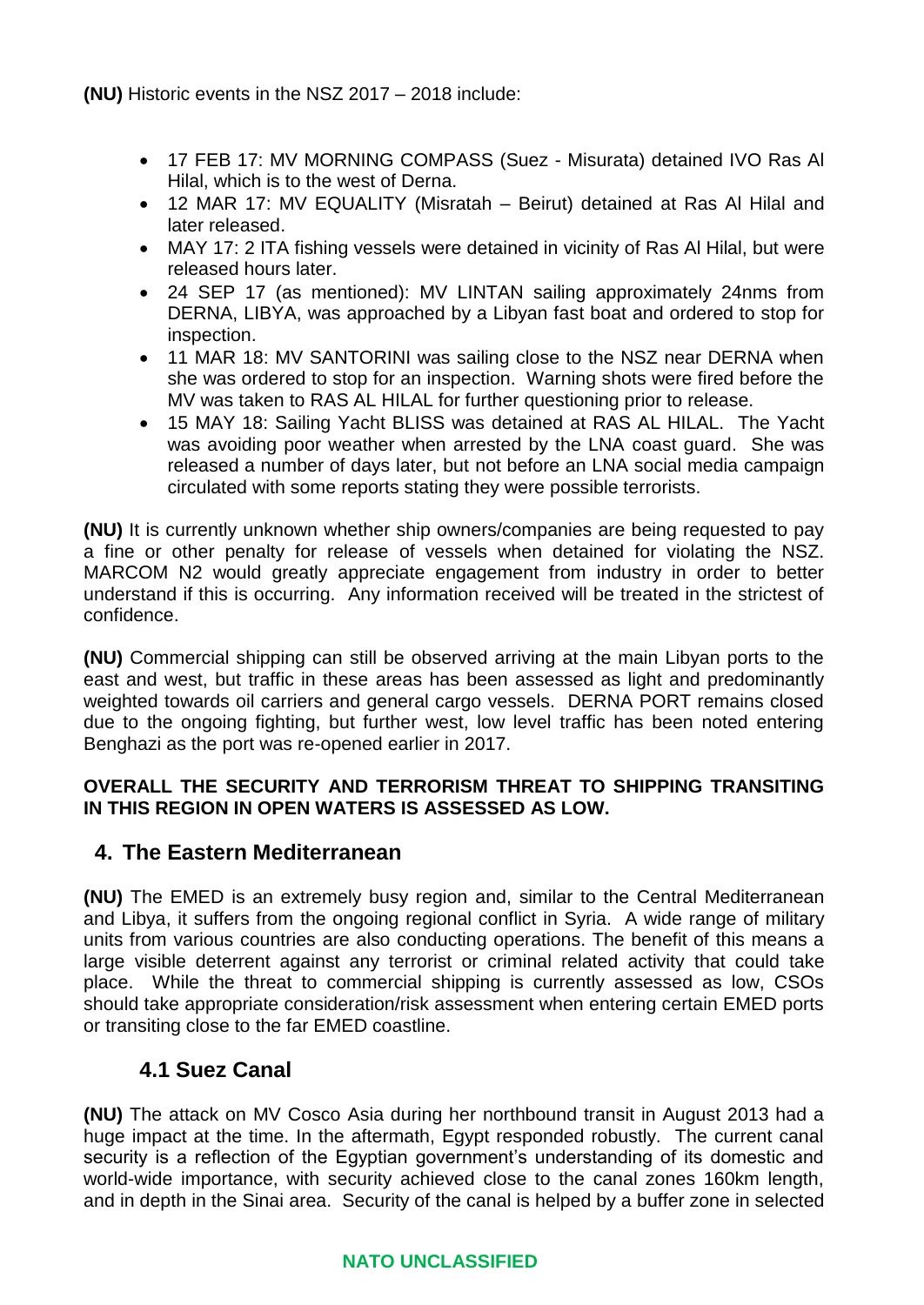**(NU)** Historic events in the NSZ 2017 – 2018 include:

- 17 FEB 17: MV MORNING COMPASS (Suez - Misurata) detained IVO Ras Al Hilal, which is to the west of Derna.
- 12 MAR 17: MV EQUALITY (Misratah – Beirut) detained at Ras Al Hilal and later released.
- MAY 17: 2 ITA fishing vessels were detained in vicinity of Ras Al Hilal, but were released hours later.
- 24 SEP 17 (as mentioned): MV LINTAN sailing approximately 24nms from DERNA, LIBYA, was approached by a Libyan fast boat and ordered to stop for inspection.
- 11 MAR 18: MV SANTORINI was sailing close to the NSZ near DERNA when she was ordered to stop for an inspection. Warning shots were fired before the MV was taken to RAS AL HILAL for further questioning prior to release.
- 15 MAY 18: Sailing Yacht BLISS was detained at RAS AL HILAL. The Yacht was avoiding poor weather when arrested by the LNA coast guard. She was released a number of days later, but not before an LNA social media campaign circulated with some reports stating they were possible terrorists.

**(NU)** It is currently unknown whether ship owners/companies are being requested to pay a fine or other penalty for release of vessels when detained for violating the NSZ. MARCOM N2 would greatly appreciate engagement from industry in order to better understand if this is occurring. Any information received will be treated in the strictest of confidence.

**(NU)** Commercial shipping can still be observed arriving at the main Libyan ports to the east and west, but traffic in these areas has been assessed as light and predominantly weighted towards oil carriers and general cargo vessels. DERNA PORT remains closed due to the ongoing fighting, but further west, low level traffic has been noted entering Benghazi as the port was re-opened earlier in 2017.

**OVERALL THE SECURITY AND TERRORISM THREAT TO SHIPPING TRANSITING IN THIS REGION IN OPEN WATERS IS ASSESSED AS LOW.**

## 4. The Eastern Mediterranean

**(NU)** The EMED is an extremely busy region and, similar to the Central Mediterranean and Libya, it suffers from the ongoing regional conflict in Syria. A wide range of military units from various countries are also conducting operations. The benefit of this means a large visible deterrent against any terrorist or criminal related activity that could take place. While the threat to commercial shipping is currently assessed as low, CSOs should take appropriate consideration/risk assessment when entering certain EMED ports or transiting close to the far EMED coastline.

### 4.1 Suez Canal

**(NU)** The attack on MV Cosco Asia during her northbound transit in August 2013 had a huge impact at the time. In the aftermath, Egypt responded robustly. The current canal security is a reflection of the Egyptian government's understanding of its domestic and world-wide importance, with security achieved close to the canal zones 160km length, and in depth in the Sinai area. Security of the canal is helped by a buffer zone in selected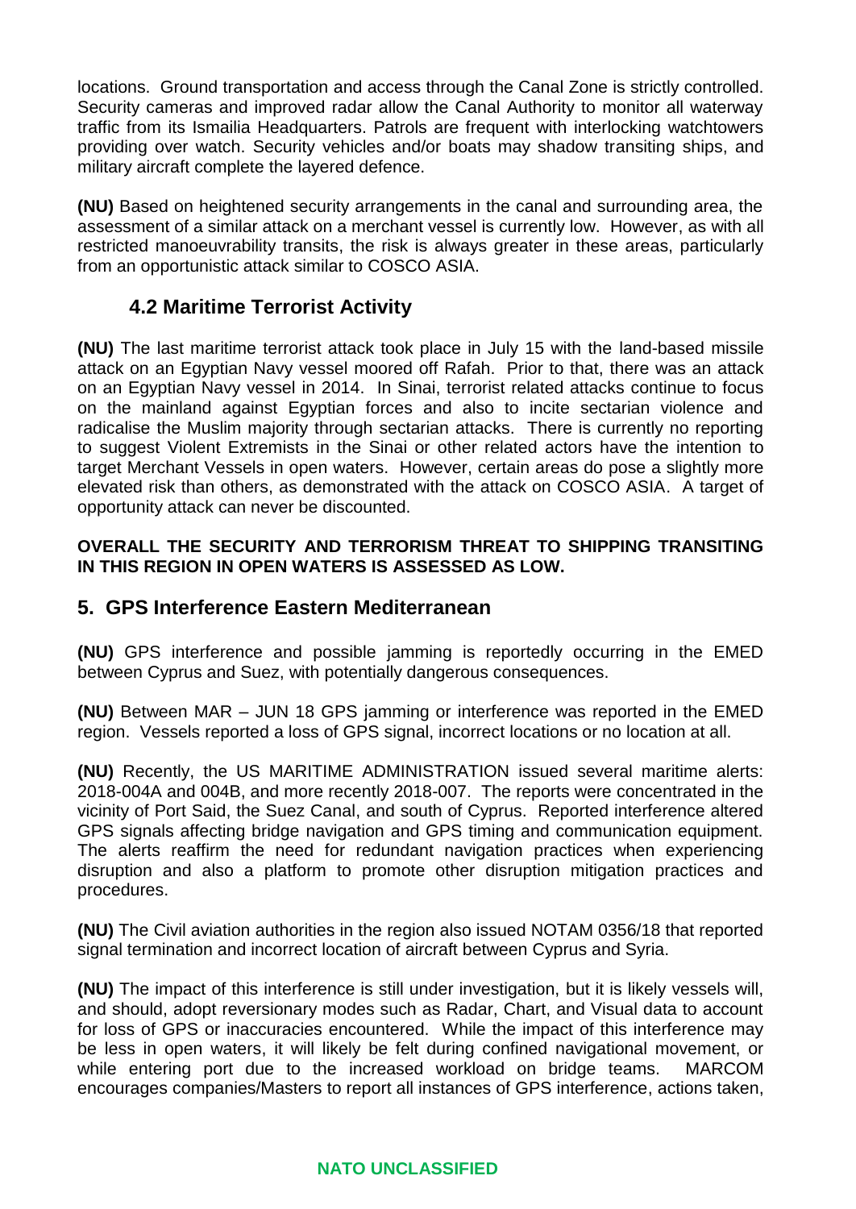locations. Ground transportation and access through the Canal Zone is strictly controlled. Security cameras and improved radar allow the Canal Authority to monitor all waterway traffic from its Ismailia Headquarters. Patrols are frequent with interlocking watchtowers providing over watch. Security vehicles and/or boats may shadow transiting ships, and military aircraft complete the layered defence.

**(NU)** Based on heightened security arrangements in the canal and surrounding area, the assessment of a similar attack on a merchant vessel is currently low. However, as with all restricted manoeuvrability transits, the risk is always greater in these areas, particularly from an opportunistic attack similar to COSCO ASIA.

### 4.2 Maritime Terrorist Activity

**(NU)** The last maritime terrorist attack took place in July 15 with the land-based missile attack on an Egyptian Navy vessel moored off Rafah. Prior to that, there was an attack on an Egyptian Navy vessel in 2014. In Sinai, terrorist related attacks continue to focus on the mainland against Egyptian forces and also to incite sectarian violence and radicalise the Muslim majority through sectarian attacks. There is currently no reporting to suggest Violent Extremists in the Sinai or other related actors have the intention to target Merchant Vessels in open waters. However, certain areas do pose a slightly more elevated risk than others, as demonstrated with the attack on COSCO ASIA. A target of opportunity attack can never be discounted.

**OVERALL THE SECURITY AND TERRORISM THREAT TO SHIPPING TRANSITING IN THIS REGION IN OPEN WATERS IS ASSESSED AS LOW.**

## 5. GPS Interference Eastern Mediterranean

**(NU)** GPS interference and possible jamming is reportedly occurring in the EMED between Cyprus and Suez, with potentially dangerous consequences.

**(NU)** Between MAR – JUN 18 GPS jamming or interference was reported in the EMED region. Vessels reported a loss of GPS signal, incorrect locations or no location at all.

**(NU)** Recently, the US MARITIME ADMINISTRATION issued several maritime alerts: 2018-004A and 004B, and more recently 2018-007. The reports were concentrated in the vicinity of Port Said, the Suez Canal, and south of Cyprus. Reported interference altered GPS signals affecting bridge navigation and GPS timing and communication equipment. The alerts reaffirm the need for redundant navigation practices when experiencing disruption and also a platform to promote other disruption mitigation practices and procedures.

**(NU)** The Civil aviation authorities in the region also issued NOTAM 0356/18 that reported signal termination and incorrect location of aircraft between Cyprus and Syria.

**(NU)** The impact of this interference is still under investigation, but it is likely vessels will, and should, adopt reversionary modes such as Radar, Chart, and Visual data to account for loss of GPS or inaccuracies encountered. While the impact of this interference may be less in open waters, it will likely be felt during confined navigational movement, or while entering port due to the increased workload on bridge teams. MARCOM encourages companies/Masters to report all instances of GPS interference, actions taken,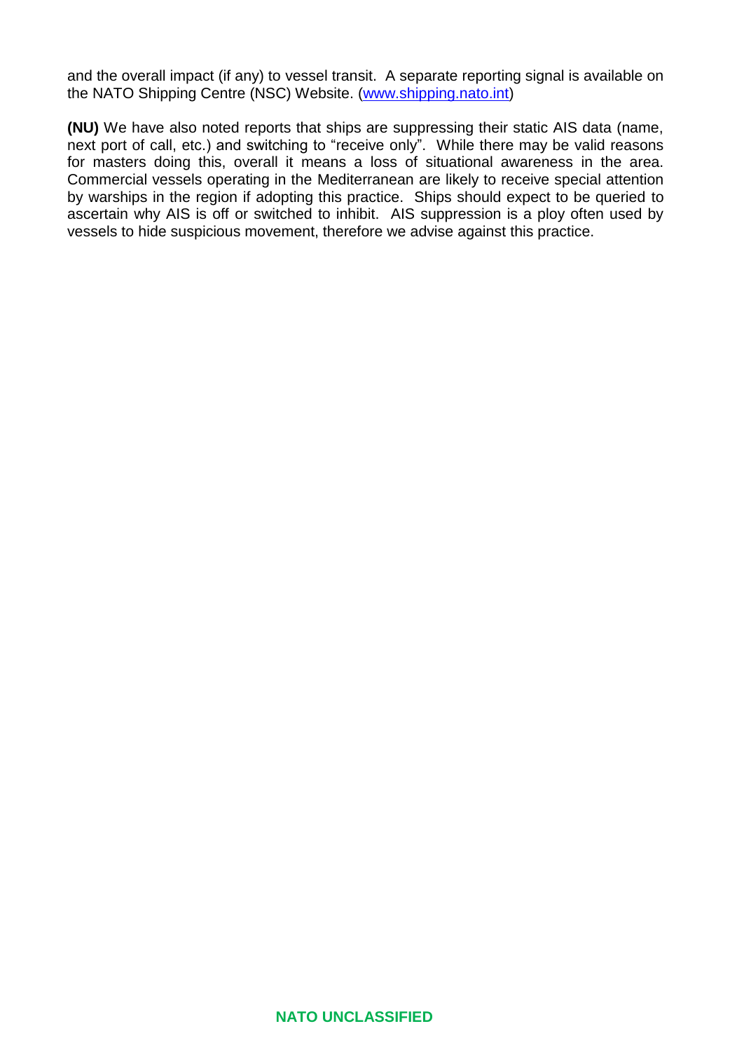and the overall impact (if any) to vessel transit. A separate reporting signal is available on the NATO Shipping Centre (NSC) Website. ([www.shipping.nato.int](http://www.shipping.nato.int))

**(NU)** We have also noted reports that ships are suppressing their static AIS data (name, next port of call, etc.) and switching to "receive only". While there may be valid reasons for masters doing this, overall it means a loss of situational awareness in the area. Commercial vessels operating in the Mediterranean are likely to receive special attention by warships in the region if adopting this practice. Ships should expect to be queried to ascertain why AIS is off or switched to inhibit. AIS suppression is a ploy often used by vessels to hide suspicious movement, therefore we advise against this practice.